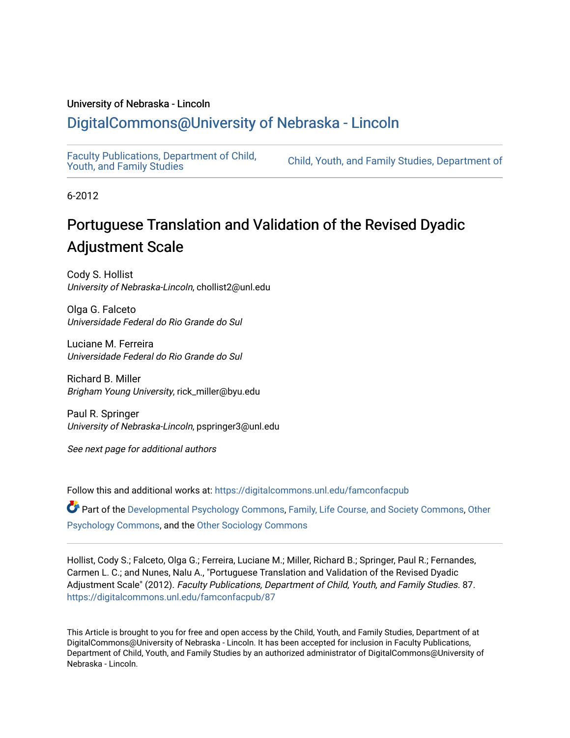University of Nebraska - Lincoln

## DigitalCommons@University of Nebraska - Lincoln

Faculty Publications, Department of Child, Youth, and Family Studies

Child, Youth, and Family Studies, Department of

6-2012

# Portuguese Translation and Validation of the Revised Dyadic Adjustment Scale

Cody S. Hollist
*University of Nebraska-Lincoln*, chollist2@unl.edu

Olga G. Falceto
*Universidade Federal do Rio Grande do Sul*

Luciane M. Ferreira
*Universidade Federal do Rio Grande do Sul*

Richard B. Miller
*Brigham Young University*, rick_miller@byu.edu

Paul R. Springer
*University of Nebraska-Lincoln*, pspringer3@unl.edu

*See next page for additional authors*

Follow this and additional works at: https://digitalcommons.unl.edu/famconfacpub

Part of the Developmental Psychology Commons, Family, Life Course, and Society Commons, Other Psychology Commons, and the Other Sociology Commons

Hollist, Cody S.; Falceto, Olga G.; Ferreira, Luciane M.; Miller, Richard B.; Springer, Paul R.; Fernandes, Carmen L. C.; and Nunes, Nalu A., "Portuguese Translation and Validation of the Revised Dyadic Adjustment Scale" (2012). *Faculty Publications, Department of Child, Youth, and Family Studies*. 87.
https://digitalcommons.unl.edu/famconfacpub/87

This Article is brought to you for free and open access by the Child, Youth, and Family Studies, Department of at DigitalCommons@University of Nebraska - Lincoln. It has been accepted for inclusion in Faculty Publications, Department of Child, Youth, and Family Studies by an authorized administrator of DigitalCommons@University of Nebraska - Lincoln.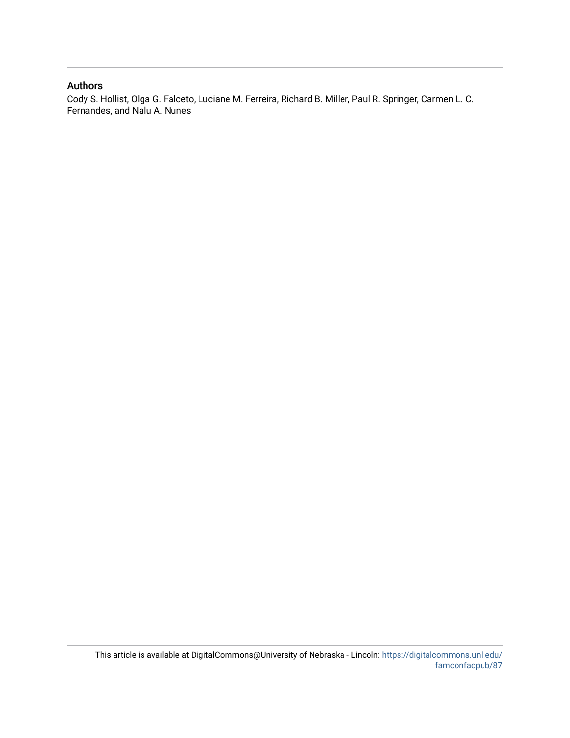## Authors

Cody S. Hollist, Olga G. Falceto, Luciane M. Ferreira, Richard B. Miller, Paul R. Springer, Carmen L. C. Fernandes, and Nalu A. Nunes

This article is available at DigitalCommons@University of Nebraska - Lincoln: https://digitalcommons.unl.edu/famconfacpub/87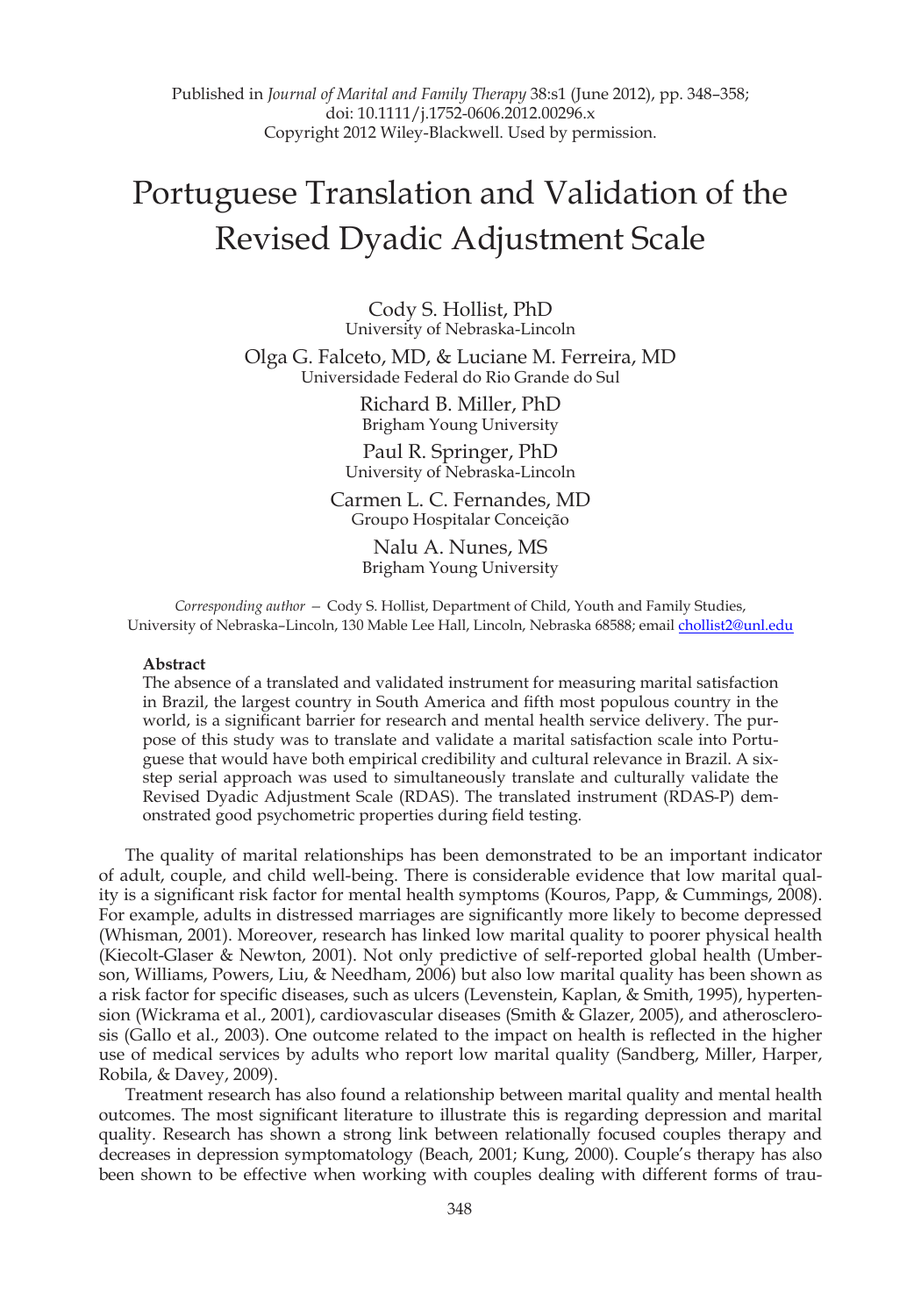Published in *Journal of Marital and Family Therapy* 38:s1 (June 2012), pp. 348–358;
doi: 10.1111/j.1752-0606.2012.00296.x
Copyright 2012 Wiley-Blackwell. Used by permission.

# Portuguese Translation and Validation of the Revised Dyadic Adjustment Scale

Cody S. Hollist, PhD
University of Nebraska-Lincoln

Olga G. Falceto, MD, & Luciane M. Ferreira, MD
Universidade Federal do Rio Grande do Sul

Richard B. Miller, PhD
Brigham Young University

Paul R. Springer, PhD
University of Nebraska-Lincoln

Carmen L. C. Fernandes, MD
Groupo Hospitalar Conceição

Nalu A. Nunes, MS
Brigham Young University

*Corresponding author* — Cody S. Hollist, Department of Child, Youth and Family Studies, University of Nebraska–Lincoln, 130 Mable Lee Hall, Lincoln, Nebraska 68588; email chollist2@unl.edu

**Abstract**

The absence of a translated and validated instrument for measuring marital satisfaction in Brazil, the largest country in South America and fifth most populous country in the world, is a significant barrier for research and mental health service delivery. The purpose of this study was to translate and validate a marital satisfaction scale into Portuguese that would have both empirical credibility and cultural relevance in Brazil. A six-step serial approach was used to simultaneously translate and culturally validate the Revised Dyadic Adjustment Scale (RDAS). The translated instrument (RDAS-P) demonstrated good psychometric properties during field testing.

The quality of marital relationships has been demonstrated to be an important indicator of adult, couple, and child well-being. There is considerable evidence that low marital quality is a significant risk factor for mental health symptoms (Kouros, Papp, & Cummings, 2008). For example, adults in distressed marriages are significantly more likely to become depressed (Whisman, 2001). Moreover, research has linked low marital quality to poorer physical health (Kiecolt-Glaser & Newton, 2001). Not only predictive of self-reported global health (Umberson, Williams, Powers, Liu, & Needham, 2006) but also low marital quality has been shown as a risk factor for specific diseases, such as ulcers (Levenstein, Kaplan, & Smith, 1995), hypertension (Wickrama et al., 2001), cardiovascular diseases (Smith & Glazer, 2005), and atherosclerosis (Gallo et al., 2003). One outcome related to the impact on health is reflected in the higher use of medical services by adults who report low marital quality (Sandberg, Miller, Harper, Robila, & Davey, 2009).

Treatment research has also found a relationship between marital quality and mental health outcomes. The most significant literature to illustrate this is regarding depression and marital quality. Research has shown a strong link between relationally focused couples therapy and decreases in depression symptomatology (Beach, 2001; Kung, 2000). Couple's therapy has also been shown to be effective when working with couples dealing with different forms of trau-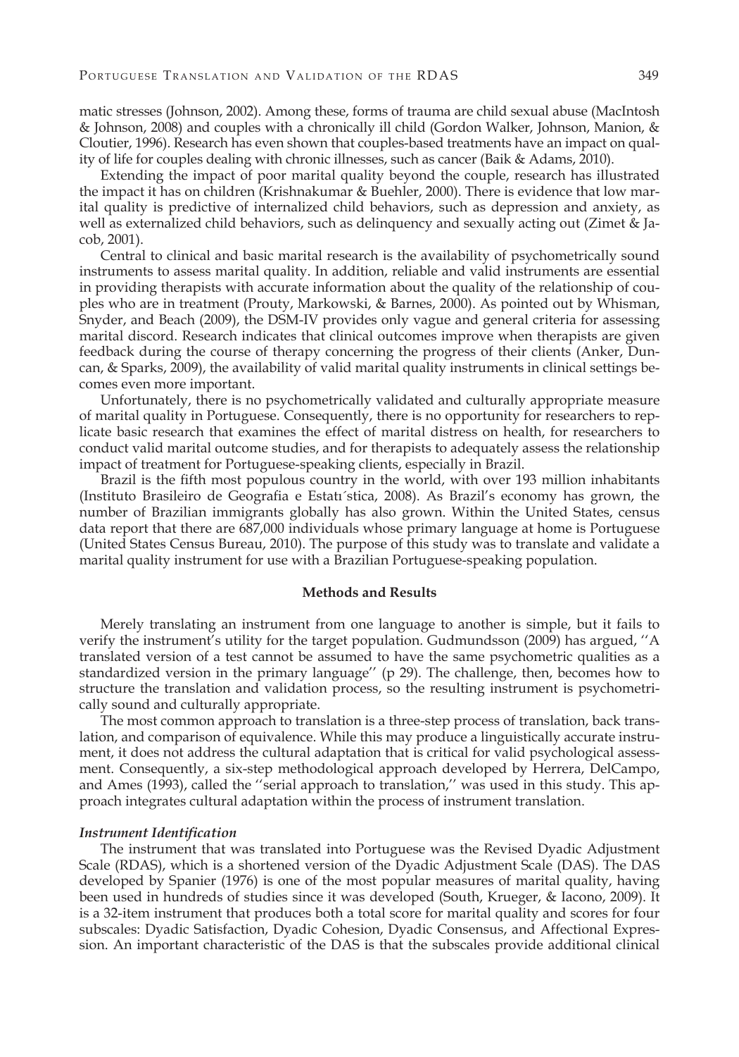matic stresses (Johnson, 2002). Among these, forms of trauma are child sexual abuse (MacIntosh & Johnson, 2008) and couples with a chronically ill child (Gordon Walker, Johnson, Manion, & Cloutier, 1996). Research has even shown that couples-based treatments have an impact on quality of life for couples dealing with chronic illnesses, such as cancer (Baik & Adams, 2010).

Extending the impact of poor marital quality beyond the couple, research has illustrated the impact it has on children (Krishnakumar & Buehler, 2000). There is evidence that low marital quality is predictive of internalized child behaviors, such as depression and anxiety, as well as externalized child behaviors, such as delinquency and sexually acting out (Zimet & Jacob, 2001).

Central to clinical and basic marital research is the availability of psychometrically sound instruments to assess marital quality. In addition, reliable and valid instruments are essential in providing therapists with accurate information about the quality of the relationship of couples who are in treatment (Prouty, Markowski, & Barnes, 2000). As pointed out by Whisman, Snyder, and Beach (2009), the DSM-IV provides only vague and general criteria for assessing marital discord. Research indicates that clinical outcomes improve when therapists are given feedback during the course of therapy concerning the progress of their clients (Anker, Duncan, & Sparks, 2009), the availability of valid marital quality instruments in clinical settings becomes even more important.

Unfortunately, there is no psychometrically validated and culturally appropriate measure of marital quality in Portuguese. Consequently, there is no opportunity for researchers to replicate basic research that examines the effect of marital distress on health, for researchers to conduct valid marital outcome studies, and for therapists to adequately assess the relationship impact of treatment for Portuguese-speaking clients, especially in Brazil.

Brazil is the fifth most populous country in the world, with over 193 million inhabitants (Instituto Brasileiro de Geografia e Estatı´stica, 2008). As Brazil's economy has grown, the number of Brazilian immigrants globally has also grown. Within the United States, census data report that there are 687,000 individuals whose primary language at home is Portuguese (United States Census Bureau, 2010). The purpose of this study was to translate and validate a marital quality instrument for use with a Brazilian Portuguese-speaking population.

## Methods and Results

Merely translating an instrument from one language to another is simple, but it fails to verify the instrument's utility for the target population. Gudmundsson (2009) has argued, ''A translated version of a test cannot be assumed to have the same psychometric qualities as a standardized version in the primary language'' (p 29). The challenge, then, becomes how to structure the translation and validation process, so the resulting instrument is psychometrically sound and culturally appropriate.

The most common approach to translation is a three-step process of translation, back translation, and comparison of equivalence. While this may produce a linguistically accurate instrument, it does not address the cultural adaptation that is critical for valid psychological assessment. Consequently, a six-step methodological approach developed by Herrera, DelCampo, and Ames (1993), called the ''serial approach to translation,'' was used in this study. This approach integrates cultural adaptation within the process of instrument translation.

### *Instrument Identification*

The instrument that was translated into Portuguese was the Revised Dyadic Adjustment Scale (RDAS), which is a shortened version of the Dyadic Adjustment Scale (DAS). The DAS developed by Spanier (1976) is one of the most popular measures of marital quality, having been used in hundreds of studies since it was developed (South, Krueger, & Iacono, 2009). It is a 32-item instrument that produces both a total score for marital quality and scores for four subscales: Dyadic Satisfaction, Dyadic Cohesion, Dyadic Consensus, and Affectional Expression. An important characteristic of the DAS is that the subscales provide additional clinical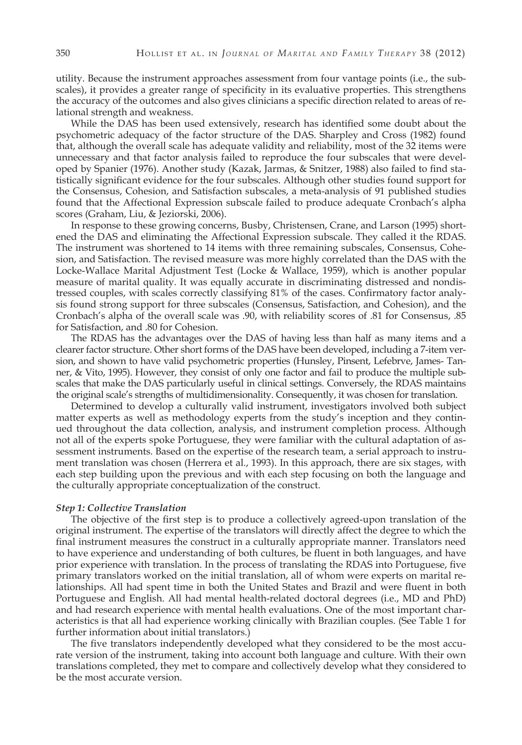utility. Because the instrument approaches assessment from four vantage points (i.e., the subscales), it provides a greater range of specificity in its evaluative properties. This strengthens the accuracy of the outcomes and also gives clinicians a specific direction related to areas of relational strength and weakness.

While the DAS has been used extensively, research has identified some doubt about the psychometric adequacy of the factor structure of the DAS. Sharpley and Cross (1982) found that, although the overall scale has adequate validity and reliability, most of the 32 items were unnecessary and that factor analysis failed to reproduce the four subscales that were developed by Spanier (1976). Another study (Kazak, Jarmas, & Snitzer, 1988) also failed to find statistically significant evidence for the four subscales. Although other studies found support for the Consensus, Cohesion, and Satisfaction subscales, a meta-analysis of 91 published studies found that the Affectional Expression subscale failed to produce adequate Cronbach's alpha scores (Graham, Liu, & Jeziorski, 2006).

In response to these growing concerns, Busby, Christensen, Crane, and Larson (1995) shortened the DAS and eliminating the Affectional Expression subscale. They called it the RDAS. The instrument was shortened to 14 items with three remaining subscales, Consensus, Cohesion, and Satisfaction. The revised measure was more highly correlated than the DAS with the Locke-Wallace Marital Adjustment Test (Locke & Wallace, 1959), which is another popular measure of marital quality. It was equally accurate in discriminating distressed and nondistressed couples, with scales correctly classifying 81% of the cases. Confirmatory factor analysis found strong support for three subscales (Consensus, Satisfaction, and Cohesion), and the Cronbach's alpha of the overall scale was .90, with reliability scores of .81 for Consensus, .85 for Satisfaction, and .80 for Cohesion.

The RDAS has the advantages over the DAS of having less than half as many items and a clearer factor structure. Other short forms of the DAS have been developed, including a 7-item version, and shown to have valid psychometric properties (Hunsley, Pinsent, Lefebrve, James- Tanner, & Vito, 1995). However, they consist of only one factor and fail to produce the multiple subscales that make the DAS particularly useful in clinical settings. Conversely, the RDAS maintains the original scale's strengths of multidimensionality. Consequently, it was chosen for translation.

Determined to develop a culturally valid instrument, investigators involved both subject matter experts as well as methodology experts from the study's inception and they continued throughout the data collection, analysis, and instrument completion process. Although not all of the experts spoke Portuguese, they were familiar with the cultural adaptation of assessment instruments. Based on the expertise of the research team, a serial approach to instrument translation was chosen (Herrera et al., 1993). In this approach, there are six stages, with each step building upon the previous and with each step focusing on both the language and the culturally appropriate conceptualization of the construct.

### *Step 1: Collective Translation*

The objective of the first step is to produce a collectively agreed-upon translation of the original instrument. The expertise of the translators will directly affect the degree to which the final instrument measures the construct in a culturally appropriate manner. Translators need to have experience and understanding of both cultures, be fluent in both languages, and have prior experience with translation. In the process of translating the RDAS into Portuguese, five primary translators worked on the initial translation, all of whom were experts on marital relationships. All had spent time in both the United States and Brazil and were fluent in both Portuguese and English. All had mental health-related doctoral degrees (i.e., MD and PhD) and had research experience with mental health evaluations. One of the most important characteristics is that all had experience working clinically with Brazilian couples. (See Table 1 for further information about initial translators.)

The five translators independently developed what they considered to be the most accurate version of the instrument, taking into account both language and culture. With their own translations completed, they met to compare and collectively develop what they considered to be the most accurate version.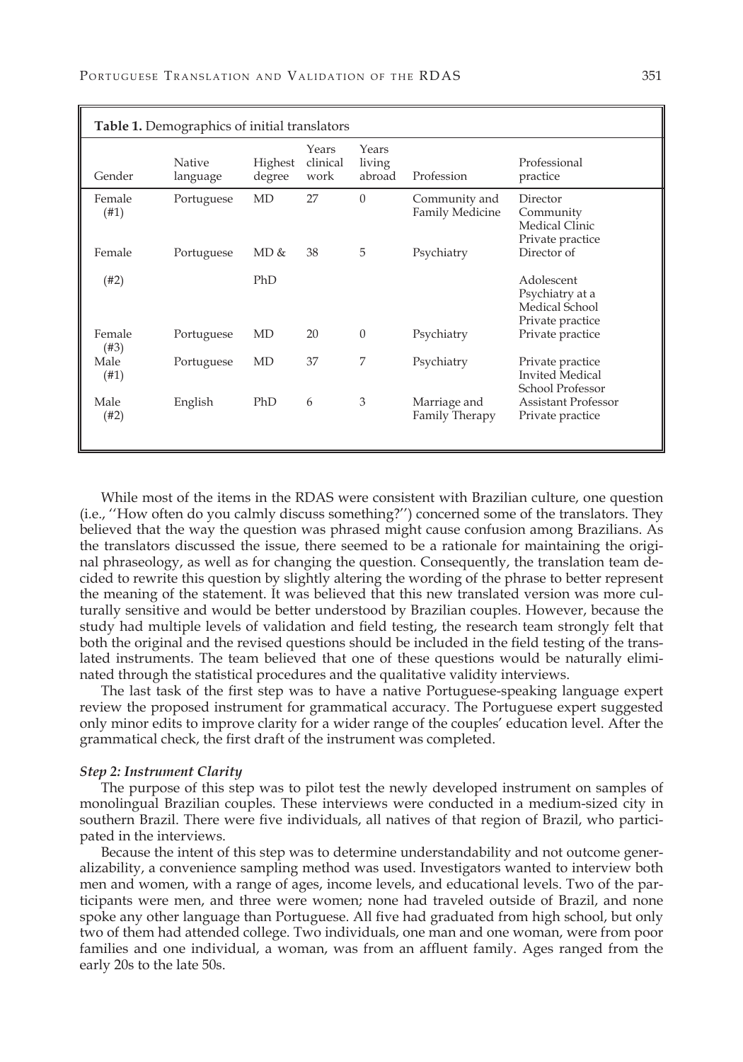**Table 1.** Demographics of initial translators

| Gender | Native language | Highest degree | Years clinical work | Years living abroad | Profession | Professional practice |
|---|---|---|---|---|---|---|
| Female (#1) | Portuguese | MD | 27 | 0 | Community and Family Medicine | Director Community Medical Clinic Private practice |
| Female (#2) | Portuguese | MD & PhD | 38 | 5 | Psychiatry | Director of Adolescent Psychiatry at a Medical School Private practice |
| Female (#3) | Portuguese | MD | 20 | 0 | Psychiatry | Private practice |
| Male (#1) | Portuguese | MD | 37 | 7 | Psychiatry | Private practice Invited Medical School Professor |
| Male (#2) | English | PhD | 6 | 3 | Marriage and Family Therapy | Assistant Professor Private practice |

While most of the items in the RDAS were consistent with Brazilian culture, one question (i.e., ''How often do you calmly discuss something?'') concerned some of the translators. They believed that the way the question was phrased might cause confusion among Brazilians. As the translators discussed the issue, there seemed to be a rationale for maintaining the original phraseology, as well as for changing the question. Consequently, the translation team decided to rewrite this question by slightly altering the wording of the phrase to better represent the meaning of the statement. It was believed that this new translated version was more culturally sensitive and would be better understood by Brazilian couples. However, because the study had multiple levels of validation and field testing, the research team strongly felt that both the original and the revised questions should be included in the field testing of the translated instruments. The team believed that one of these questions would be naturally eliminated through the statistical procedures and the qualitative validity interviews.

The last task of the first step was to have a native Portuguese-speaking language expert review the proposed instrument for grammatical accuracy. The Portuguese expert suggested only minor edits to improve clarity for a wider range of the couples' education level. After the grammatical check, the first draft of the instrument was completed.

### *Step 2: Instrument Clarity*

The purpose of this step was to pilot test the newly developed instrument on samples of monolingual Brazilian couples. These interviews were conducted in a medium-sized city in southern Brazil. There were five individuals, all natives of that region of Brazil, who participated in the interviews.

Because the intent of this step was to determine understandability and not outcome generalizability, a convenience sampling method was used. Investigators wanted to interview both men and women, with a range of ages, income levels, and educational levels. Two of the participants were men, and three were women; none had traveled outside of Brazil, and none spoke any other language than Portuguese. All five had graduated from high school, but only two of them had attended college. Two individuals, one man and one woman, were from poor families and one individual, a woman, was from an affluent family. Ages ranged from the early 20s to the late 50s.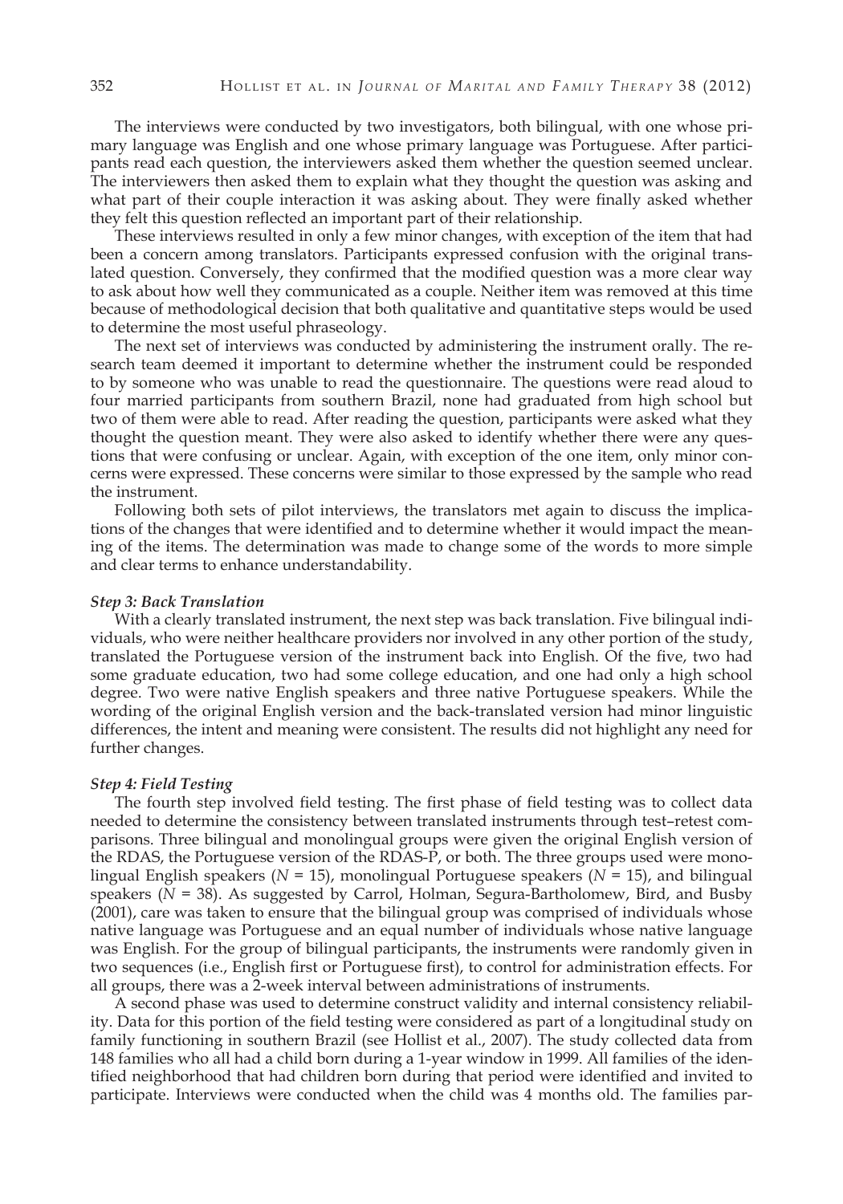The interviews were conducted by two investigators, both bilingual, with one whose primary language was English and one whose primary language was Portuguese. After participants read each question, the interviewers asked them whether the question seemed unclear. The interviewers then asked them to explain what they thought the question was asking and what part of their couple interaction it was asking about. They were finally asked whether they felt this question reflected an important part of their relationship.

These interviews resulted in only a few minor changes, with exception of the item that had been a concern among translators. Participants expressed confusion with the original translated question. Conversely, they confirmed that the modified question was a more clear way to ask about how well they communicated as a couple. Neither item was removed at this time because of methodological decision that both qualitative and quantitative steps would be used to determine the most useful phraseology.

The next set of interviews was conducted by administering the instrument orally. The research team deemed it important to determine whether the instrument could be responded to by someone who was unable to read the questionnaire. The questions were read aloud to four married participants from southern Brazil, none had graduated from high school but two of them were able to read. After reading the question, participants were asked what they thought the question meant. They were also asked to identify whether there were any questions that were confusing or unclear. Again, with exception of the one item, only minor concerns were expressed. These concerns were similar to those expressed by the sample who read the instrument.

Following both sets of pilot interviews, the translators met again to discuss the implications of the changes that were identified and to determine whether it would impact the meaning of the items. The determination was made to change some of the words to more simple and clear terms to enhance understandability.

#### *Step 3: Back Translation*

With a clearly translated instrument, the next step was back translation. Five bilingual individuals, who were neither healthcare providers nor involved in any other portion of the study, translated the Portuguese version of the instrument back into English. Of the five, two had some graduate education, two had some college education, and one had only a high school degree. Two were native English speakers and three native Portuguese speakers. While the wording of the original English version and the back-translated version had minor linguistic differences, the intent and meaning were consistent. The results did not highlight any need for further changes.

#### *Step 4: Field Testing*

The fourth step involved field testing. The first phase of field testing was to collect data needed to determine the consistency between translated instruments through test–retest comparisons. Three bilingual and monolingual groups were given the original English version of the RDAS, the Portuguese version of the RDAS-P, or both. The three groups used were monolingual English speakers ($N$ = 15), monolingual Portuguese speakers ($N$ = 15), and bilingual speakers ($N$ = 38). As suggested by Carrol, Holman, Segura-Bartholomew, Bird, and Busby (2001), care was taken to ensure that the bilingual group was comprised of individuals whose native language was Portuguese and an equal number of individuals whose native language was English. For the group of bilingual participants, the instruments were randomly given in two sequences (i.e., English first or Portuguese first), to control for administration effects. For all groups, there was a 2-week interval between administrations of instruments.

A second phase was used to determine construct validity and internal consistency reliability. Data for this portion of the field testing were considered as part of a longitudinal study on family functioning in southern Brazil (see Hollist et al., 2007). The study collected data from 148 families who all had a child born during a 1-year window in 1999. All families of the identified neighborhood that had children born during that period were identified and invited to participate. Interviews were conducted when the child was 4 months old. The families par-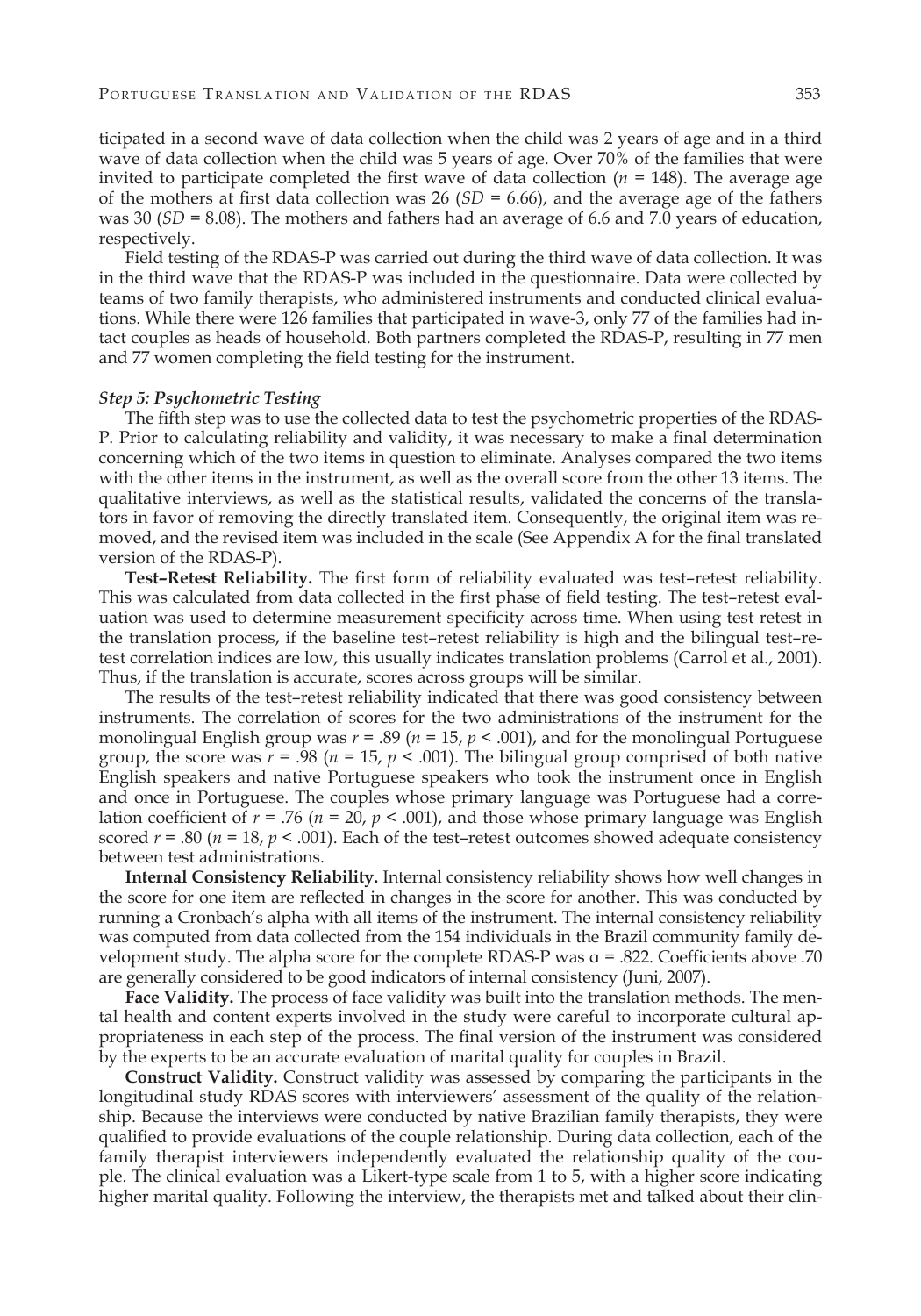ticipated in a second wave of data collection when the child was 2 years of age and in a third wave of data collection when the child was 5 years of age. Over 70% of the families that were invited to participate completed the first wave of data collection ($n$ = 148). The average age of the mothers at first data collection was 26 ($SD$ = 6.66), and the average age of the fathers was 30 ($SD$ = 8.08). The mothers and fathers had an average of 6.6 and 7.0 years of education, respectively.

Field testing of the RDAS-P was carried out during the third wave of data collection. It was in the third wave that the RDAS-P was included in the questionnaire. Data were collected by teams of two family therapists, who administered instruments and conducted clinical evaluations. While there were 126 families that participated in wave-3, only 77 of the families had intact couples as heads of household. Both partners completed the RDAS-P, resulting in 77 men and 77 women completing the field testing for the instrument.

#### *Step 5: Psychometric Testing*

The fifth step was to use the collected data to test the psychometric properties of the RDAS-P. Prior to calculating reliability and validity, it was necessary to make a final determination concerning which of the two items in question to eliminate. Analyses compared the two items with the other items in the instrument, as well as the overall score from the other 13 items. The qualitative interviews, as well as the statistical results, validated the concerns of the translators in favor of removing the directly translated item. Consequently, the original item was removed, and the revised item was included in the scale (See Appendix A for the final translated version of the RDAS-P).

**Test–Retest Reliability.** The first form of reliability evaluated was test–retest reliability. This was calculated from data collected in the first phase of field testing. The test–retest evaluation was used to determine measurement specificity across time. When using test retest in the translation process, if the baseline test–retest reliability is high and the bilingual test–retest correlation indices are low, this usually indicates translation problems (Carrol et al., 2001). Thus, if the translation is accurate, scores across groups will be similar.

The results of the test–retest reliability indicated that there was good consistency between instruments. The correlation of scores for the two administrations of the instrument for the monolingual English group was $r$ = .89 ($n$ = 15, $p$ < .001), and for the monolingual Portuguese group, the score was $r$ = .98 ($n$ = 15, $p$ < .001). The bilingual group comprised of both native English speakers and native Portuguese speakers who took the instrument once in English and once in Portuguese. The couples whose primary language was Portuguese had a correlation coefficient of $r$ = .76 ($n$ = 20, $p$ < .001), and those whose primary language was English scored $r$ = .80 ($n$ = 18, $p$ < .001). Each of the test–retest outcomes showed adequate consistency between test administrations.

**Internal Consistency Reliability.** Internal consistency reliability shows how well changes in the score for one item are reflected in changes in the score for another. This was conducted by running a Cronbach's alpha with all items of the instrument. The internal consistency reliability was computed from data collected from the 154 individuals in the Brazil community family development study. The alpha score for the complete RDAS-P was $\alpha$ = .822. Coefficients above .70 are generally considered to be good indicators of internal consistency (Juni, 2007).

**Face Validity.** The process of face validity was built into the translation methods. The mental health and content experts involved in the study were careful to incorporate cultural appropriateness in each step of the process. The final version of the instrument was considered by the experts to be an accurate evaluation of marital quality for couples in Brazil.

**Construct Validity.** Construct validity was assessed by comparing the participants in the longitudinal study RDAS scores with interviewers' assessment of the quality of the relationship. Because the interviews were conducted by native Brazilian family therapists, they were qualified to provide evaluations of the couple relationship. During data collection, each of the family therapist interviewers independently evaluated the relationship quality of the couple. The clinical evaluation was a Likert-type scale from 1 to 5, with a higher score indicating higher marital quality. Following the interview, the therapists met and talked about their clin-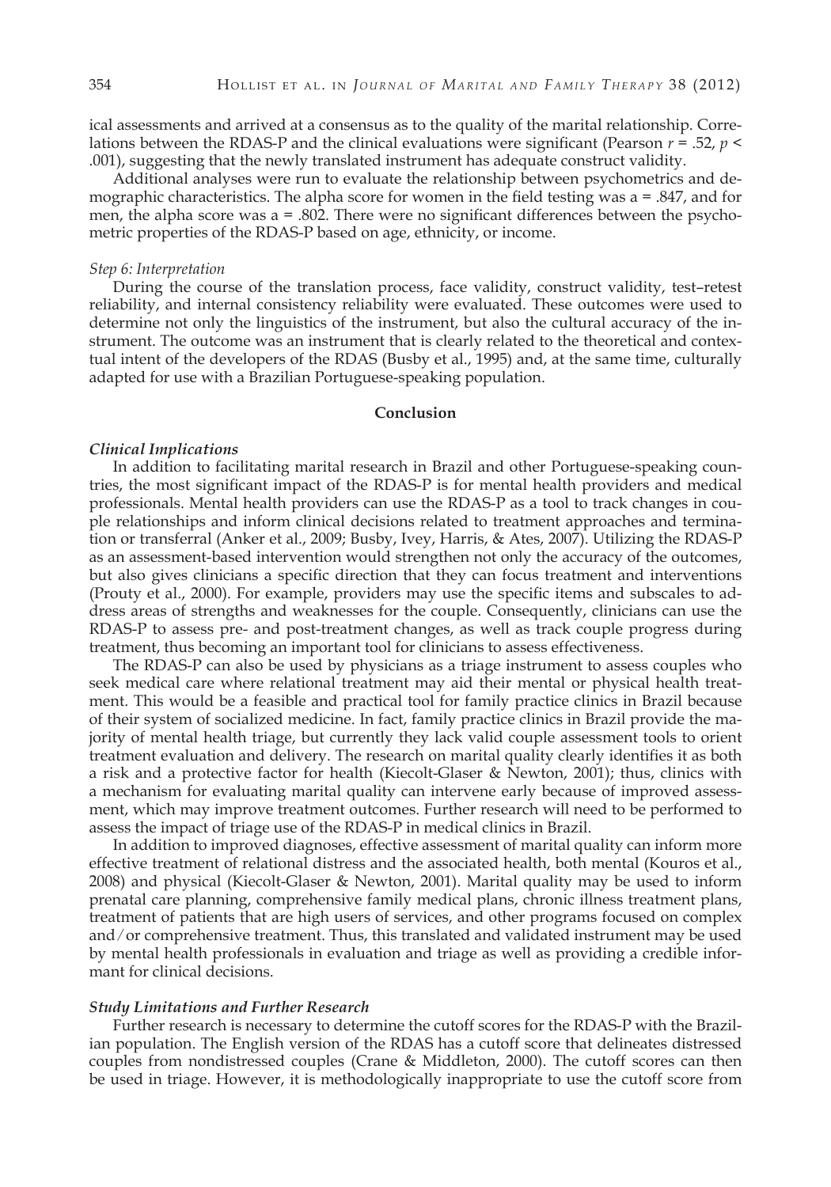ical assessments and arrived at a consensus as to the quality of the marital relationship. Correlations between the RDAS-P and the clinical evaluations were significant (Pearson $r = .52$, $p < .001$), suggesting that the newly translated instrument has adequate construct validity.

Additional analyses were run to evaluate the relationship between psychometrics and demographic characteristics. The alpha score for women in the field testing was a = .847, and for men, the alpha score was a = .802. There were no significant differences between the psychometric properties of the RDAS-P based on age, ethnicity, or income.

*Step 6: Interpretation*

During the course of the translation process, face validity, construct validity, test–retest reliability, and internal consistency reliability were evaluated. These outcomes were used to determine not only the linguistics of the instrument, but also the cultural accuracy of the instrument. The outcome was an instrument that is clearly related to the theoretical and contextual intent of the developers of the RDAS (Busby et al., 1995) and, at the same time, culturally adapted for use with a Brazilian Portuguese-speaking population.

## Conclusion

### *Clinical Implications*

In addition to facilitating marital research in Brazil and other Portuguese-speaking countries, the most significant impact of the RDAS-P is for mental health providers and medical professionals. Mental health providers can use the RDAS-P as a tool to track changes in couple relationships and inform clinical decisions related to treatment approaches and termination or transferral (Anker et al., 2009; Busby, Ivey, Harris, & Ates, 2007). Utilizing the RDAS-P as an assessment-based intervention would strengthen not only the accuracy of the outcomes, but also gives clinicians a specific direction that they can focus treatment and interventions (Prouty et al., 2000). For example, providers may use the specific items and subscales to address areas of strengths and weaknesses for the couple. Consequently, clinicians can use the RDAS-P to assess pre- and post-treatment changes, as well as track couple progress during treatment, thus becoming an important tool for clinicians to assess effectiveness.

The RDAS-P can also be used by physicians as a triage instrument to assess couples who seek medical care where relational treatment may aid their mental or physical health treatment. This would be a feasible and practical tool for family practice clinics in Brazil because of their system of socialized medicine. In fact, family practice clinics in Brazil provide the majority of mental health triage, but currently they lack valid couple assessment tools to orient treatment evaluation and delivery. The research on marital quality clearly identifies it as both a risk and a protective factor for health (Kiecolt-Glaser & Newton, 2001); thus, clinics with a mechanism for evaluating marital quality can intervene early because of improved assessment, which may improve treatment outcomes. Further research will need to be performed to assess the impact of triage use of the RDAS-P in medical clinics in Brazil.

In addition to improved diagnoses, effective assessment of marital quality can inform more effective treatment of relational distress and the associated health, both mental (Kouros et al., 2008) and physical (Kiecolt-Glaser & Newton, 2001). Marital quality may be used to inform prenatal care planning, comprehensive family medical plans, chronic illness treatment plans, treatment of patients that are high users of services, and other programs focused on complex and/or comprehensive treatment. Thus, this translated and validated instrument may be used by mental health professionals in evaluation and triage as well as providing a credible informant for clinical decisions.

### *Study Limitations and Further Research*

Further research is necessary to determine the cutoff scores for the RDAS-P with the Brazilian population. The English version of the RDAS has a cutoff score that delineates distressed couples from nondistressed couples (Crane & Middleton, 2000). The cutoff scores can then be used in triage. However, it is methodologically inappropriate to use the cutoff score from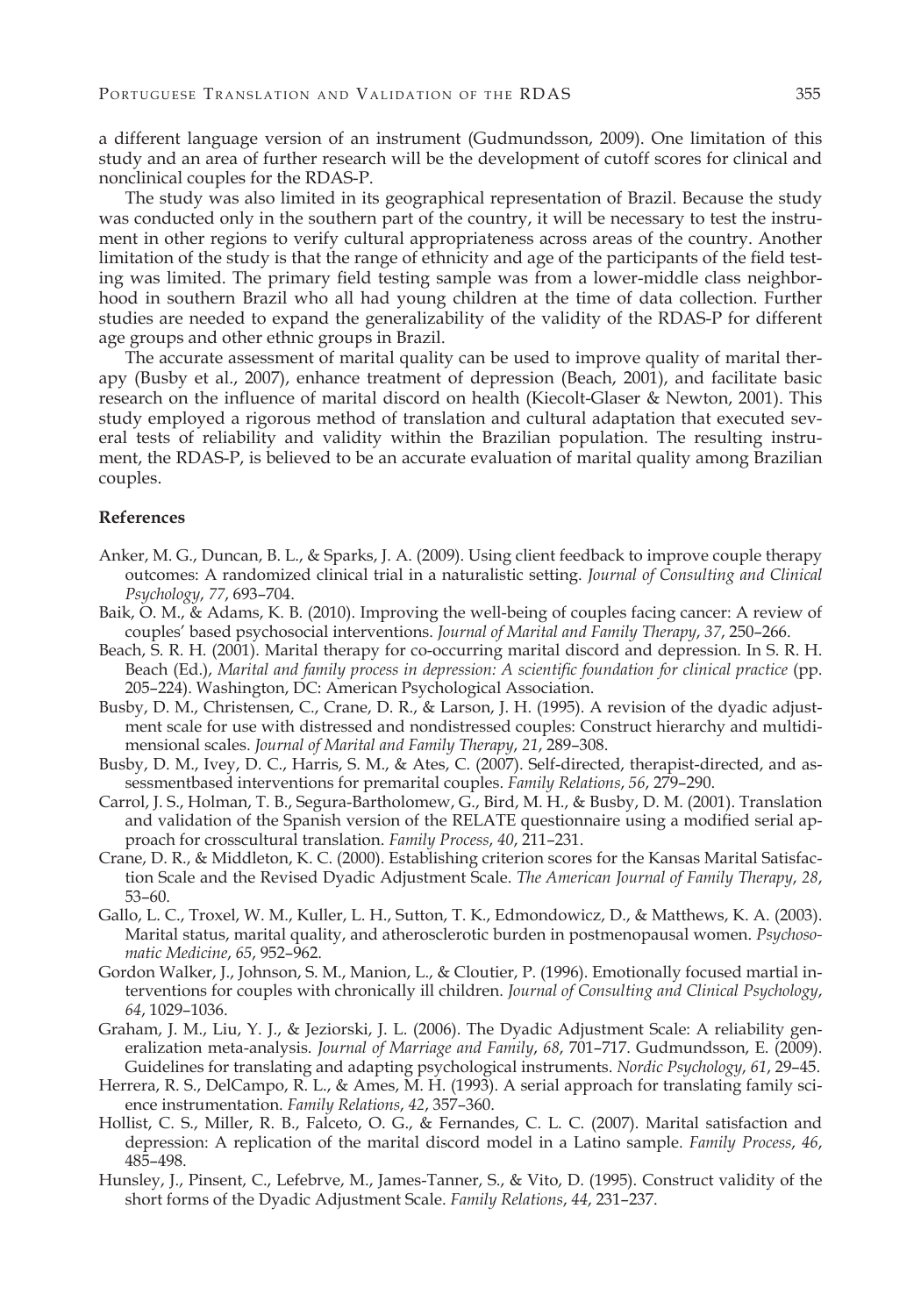a different language version of an instrument (Gudmundsson, 2009). One limitation of this study and an area of further research will be the development of cutoff scores for clinical and nonclinical couples for the RDAS-P.

The study was also limited in its geographical representation of Brazil. Because the study was conducted only in the southern part of the country, it will be necessary to test the instrument in other regions to verify cultural appropriateness across areas of the country. Another limitation of the study is that the range of ethnicity and age of the participants of the field testing was limited. The primary field testing sample was from a lower-middle class neighborhood in southern Brazil who all had young children at the time of data collection. Further studies are needed to expand the generalizability of the validity of the RDAS-P for different age groups and other ethnic groups in Brazil.

The accurate assessment of marital quality can be used to improve quality of marital therapy (Busby et al., 2007), enhance treatment of depression (Beach, 2001), and facilitate basic research on the influence of marital discord on health (Kiecolt-Glaser & Newton, 2001). This study employed a rigorous method of translation and cultural adaptation that executed several tests of reliability and validity within the Brazilian population. The resulting instrument, the RDAS-P, is believed to be an accurate evaluation of marital quality among Brazilian couples.

## References

Anker, M. G., Duncan, B. L., & Sparks, J. A. (2009). Using client feedback to improve couple therapy outcomes: A randomized clinical trial in a naturalistic setting. *Journal of Consulting and Clinical Psychology*, *77*, 693–704.

Baik, O. M., & Adams, K. B. (2010). Improving the well-being of couples facing cancer: A review of couples' based psychosocial interventions. *Journal of Marital and Family Therapy*, *37*, 250–266.

Beach, S. R. H. (2001). Marital therapy for co-occurring marital discord and depression. In S. R. H. Beach (Ed.), *Marital and family process in depression: A scientific foundation for clinical practice* (pp. 205–224). Washington, DC: American Psychological Association.

Busby, D. M., Christensen, C., Crane, D. R., & Larson, J. H. (1995). A revision of the dyadic adjustment scale for use with distressed and nondistressed couples: Construct hierarchy and multidimensional scales. *Journal of Marital and Family Therapy*, *21*, 289–308.

Busby, D. M., Ivey, D. C., Harris, S. M., & Ates, C. (2007). Self-directed, therapist-directed, and assessmentbased interventions for premarital couples. *Family Relations*, *56*, 279–290.

Carrol, J. S., Holman, T. B., Segura-Bartholomew, G., Bird, M. H., & Busby, D. M. (2001). Translation and validation of the Spanish version of the RELATE questionnaire using a modified serial approach for crosscultural translation. *Family Process*, *40*, 211–231.

Crane, D. R., & Middleton, K. C. (2000). Establishing criterion scores for the Kansas Marital Satisfaction Scale and the Revised Dyadic Adjustment Scale. *The American Journal of Family Therapy*, *28*, 53–60.

Gallo, L. C., Troxel, W. M., Kuller, L. H., Sutton, T. K., Edmondowicz, D., & Matthews, K. A. (2003). Marital status, marital quality, and atherosclerotic burden in postmenopausal women. *Psychosomatic Medicine*, *65*, 952–962.

Gordon Walker, J., Johnson, S. M., Manion, L., & Cloutier, P. (1996). Emotionally focused martial interventions for couples with chronically ill children. *Journal of Consulting and Clinical Psychology*, *64*, 1029–1036.

Graham, J. M., Liu, Y. J., & Jeziorski, J. L. (2006). The Dyadic Adjustment Scale: A reliability generalization meta-analysis. *Journal of Marriage and Family*, *68*, 701–717. Gudmundsson, E. (2009). Guidelines for translating and adapting psychological instruments. *Nordic Psychology*, *61*, 29–45.

Herrera, R. S., DelCampo, R. L., & Ames, M. H. (1993). A serial approach for translating family science instrumentation. *Family Relations*, *42*, 357–360.

Hollist, C. S., Miller, R. B., Falceto, O. G., & Fernandes, C. L. C. (2007). Marital satisfaction and depression: A replication of the marital discord model in a Latino sample. *Family Process*, *46*, 485–498.

Hunsley, J., Pinsent, C., Lefebrve, M., James-Tanner, S., & Vito, D. (1995). Construct validity of the short forms of the Dyadic Adjustment Scale. *Family Relations*, *44*, 231–237.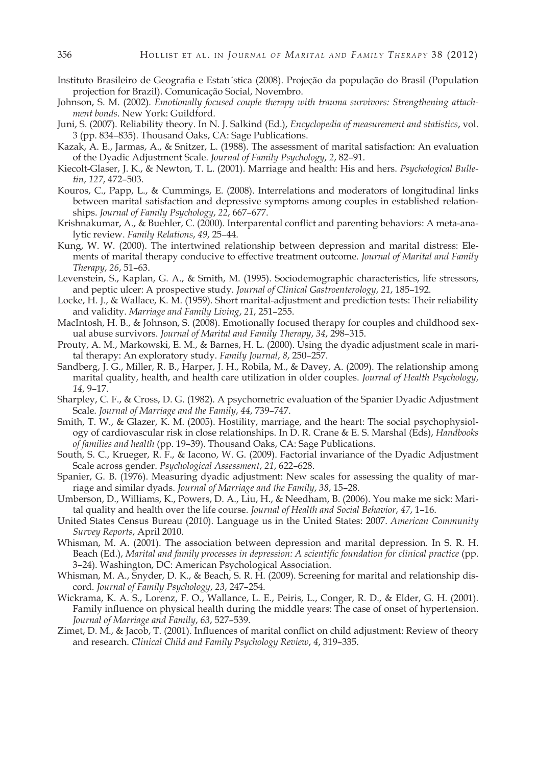Instituto Brasileiro de Geografia e Estatı´stica (2008). Projeção da população do Brasil (Population projection for Brazil). Comunicação Social, Novembro.

Johnson, S. M. (2002). *Emotionally focused couple therapy with trauma survivors: Strengthening attachment bonds*. New York: Guildford.

Juni, S. (2007). Reliability theory. In N. J. Salkind (Ed.), *Encyclopedia of measurement and statistics*, vol. 3 (pp. 834–835). Thousand Oaks, CA: Sage Publications.

Kazak, A. E., Jarmas, A., & Snitzer, L. (1988). The assessment of marital satisfaction: An evaluation of the Dyadic Adjustment Scale. *Journal of Family Psychology*, *2*, 82–91.

Kiecolt-Glaser, J. K., & Newton, T. L. (2001). Marriage and health: His and hers. *Psychological Bulletin*, *127*, 472–503.

Kouros, C., Papp, L., & Cummings, E. (2008). Interrelations and moderators of longitudinal links between marital satisfaction and depressive symptoms among couples in established relationships. *Journal of Family Psychology*, *22*, 667–677.

Krishnakumar, A., & Buehler, C. (2000). Interparental conflict and parenting behaviors: A meta-analytic review. *Family Relations*, *49*, 25–44.

Kung, W. W. (2000). The intertwined relationship between depression and marital distress: Elements of marital therapy conducive to effective treatment outcome. *Journal of Marital and Family Therapy*, *26*, 51–63.

Levenstein, S., Kaplan, G. A., & Smith, M. (1995). Sociodemographic characteristics, life stressors, and peptic ulcer: A prospective study. *Journal of Clinical Gastroenterology*, *21*, 185–192.

Locke, H. J., & Wallace, K. M. (1959). Short marital-adjustment and prediction tests: Their reliability and validity. *Marriage and Family Living*, *21*, 251–255.

MacIntosh, H. B., & Johnson, S. (2008). Emotionally focused therapy for couples and childhood sexual abuse survivors. *Journal of Marital and Family Therapy*, *34*, 298–315.

Prouty, A. M., Markowski, E. M., & Barnes, H. L. (2000). Using the dyadic adjustment scale in marital therapy: An exploratory study. *Family Journal*, *8*, 250–257.

Sandberg, J. G., Miller, R. B., Harper, J. H., Robila, M., & Davey, A. (2009). The relationship among marital quality, health, and health care utilization in older couples. *Journal of Health Psychology*, *14*, 9–17.

Sharpley, C. F., & Cross, D. G. (1982). A psychometric evaluation of the Spanier Dyadic Adjustment Scale. *Journal of Marriage and the Family*, *44*, 739–747.

Smith, T. W., & Glazer, K. M. (2005). Hostility, marriage, and the heart: The social psychophysiology of cardiovascular risk in close relationships. In D. R. Crane & E. S. Marshal (Eds), *Handbooks of families and health* (pp. 19–39). Thousand Oaks, CA: Sage Publications.

South, S. C., Krueger, R. F., & Iacono, W. G. (2009). Factorial invariance of the Dyadic Adjustment Scale across gender. *Psychological Assessment*, *21*, 622–628.

Spanier, G. B. (1976). Measuring dyadic adjustment: New scales for assessing the quality of marriage and similar dyads. *Journal of Marriage and the Family*, *38*, 15–28.

Umberson, D., Williams, K., Powers, D. A., Liu, H., & Needham, B. (2006). You make me sick: Marital quality and health over the life course. *Journal of Health and Social Behavior*, *47*, 1–16.

United States Census Bureau (2010). Language us in the United States: 2007. *American Community Survey Reports*, April 2010.

Whisman, M. A. (2001). The association between depression and marital depression. In S. R. H. Beach (Ed.), *Marital and family processes in depression: A scientific foundation for clinical practice* (pp. 3–24). Washington, DC: American Psychological Association.

Whisman, M. A., Snyder, D. K., & Beach, S. R. H. (2009). Screening for marital and relationship discord. *Journal of Family Psychology*, *23*, 247–254.

Wickrama, K. A. S., Lorenz, F. O., Wallance, L. E., Peiris, L., Conger, R. D., & Elder, G. H. (2001). Family influence on physical health during the middle years: The case of onset of hypertension. *Journal of Marriage and Family*, *63*, 527–539.

Zimet, D. M., & Jacob, T. (2001). Influences of marital conflict on child adjustment: Review of theory and research. *Clinical Child and Family Psychology Review*, *4*, 319–335.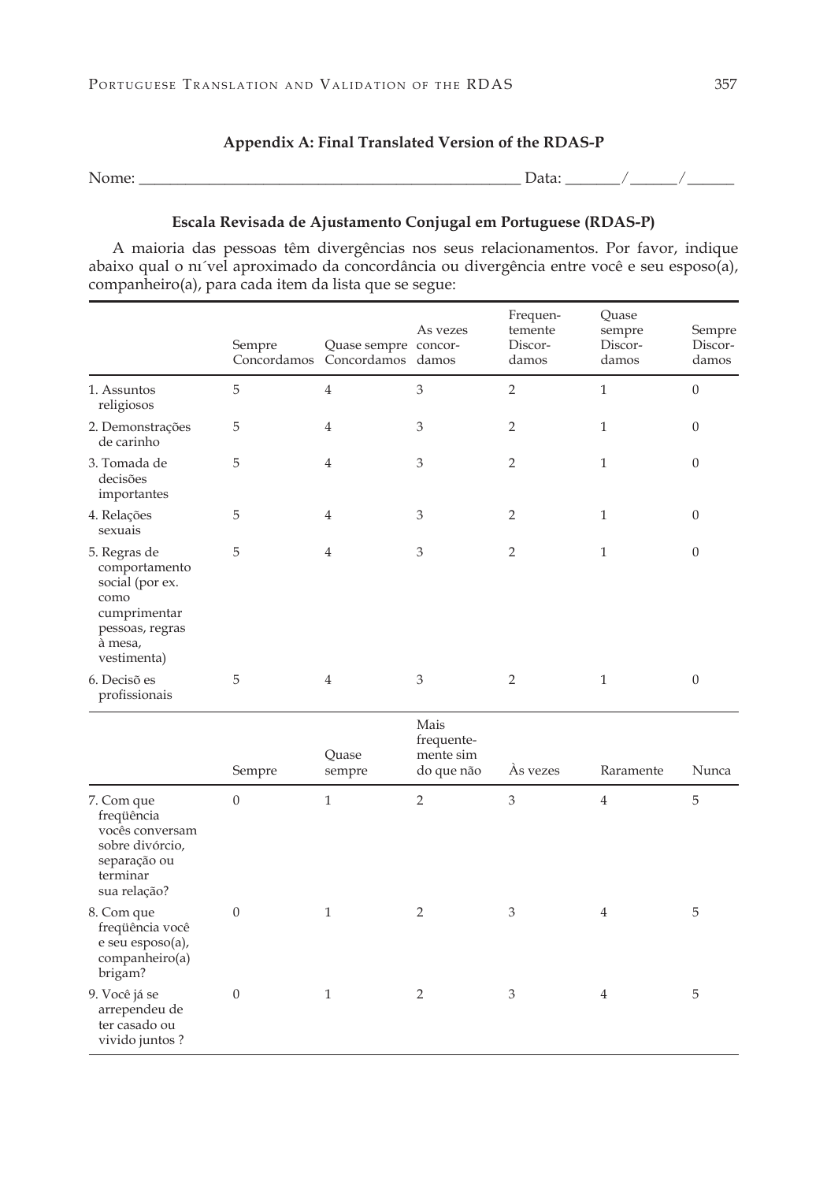## Appendix A: Final Translated Version of the RDAS-P

Nome: ________________________________________________ Data: _______/______/______

### Escala Revisada de Ajustamento Conjugal em Portuguese (RDAS-P)

A maioria das pessoas têm divergências nos seus relacionamentos. Por favor, indique abaixo qual o nı´vel aproximado da concordância ou divergência entre você e seu esposo(a), companheiro(a), para cada item da lista que se segue:

| | Sempre Concordamos | Quase sempre Concordamos | As vezes concor-damos | Frequen-temente Discor-damos | Quase sempre Discor-damos | Sempre Discor-damos |
|---|---|---|---|---|---|---|
| 1. Assuntos religiosos | 5 | 4 | 3 | 2 | 1 | 0 |
| 2. Demonstrações de carinho | 5 | 4 | 3 | 2 | 1 | 0 |
| 3. Tomada de decisões importantes | 5 | 4 | 3 | 2 | 1 | 0 |
| 4. Relações sexuais | 5 | 4 | 3 | 2 | 1 | 0 |
| 5. Regras de comportamento social (por ex. como cumprimentar pessoas, regras à mesa, vestimenta) | 5 | 4 | 3 | 2 | 1 | 0 |
| 6. Decisõ es profissionais | 5 | 4 | 3 | 2 | 1 | 0 |

| | Sempre | Quase sempre | Mais frequente-mente sim do que não | Às vezes | Raramente | Nunca |
|---|---|---|---|---|---|---|
| 7. Com que freqüência vocês conversam sobre divórcio, separação ou terminar sua relação? | 0 | 1 | 2 | 3 | 4 | 5 |
| 8. Com que freqüência você e seu esposo(a), companheiro(a) brigam? | 0 | 1 | 2 | 3 | 4 | 5 |
| 9. Você já se arrependeu de ter casado ou vivido juntos ? | 0 | 1 | 2 | 3 | 4 | 5 |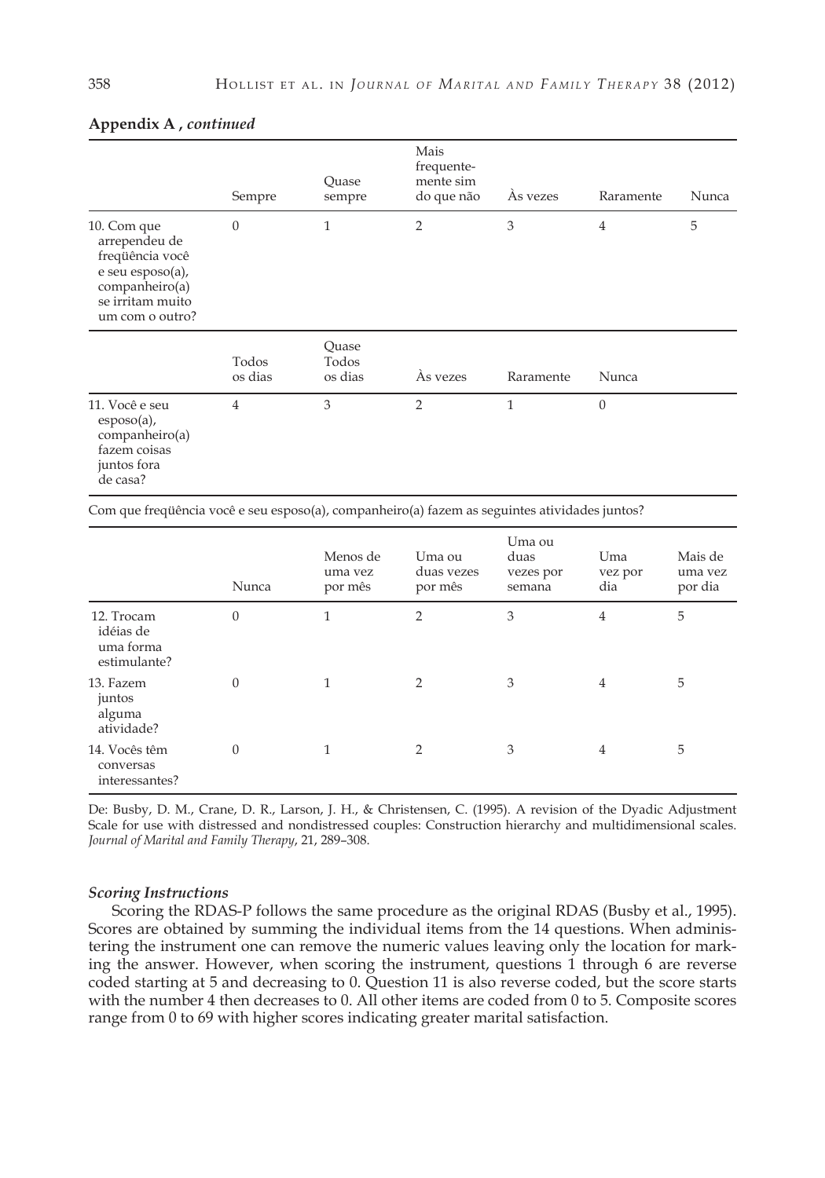**Appendix A , *continued***

| | Sempre | Quase sempre | Mais frequente-mente sim do que não | Às vezes | Raramente | Nunca |
|---|---|---|---|---|---|---|
| 10. Com que arrependeu de freqüência você e seu esposo(a), companheiro(a) se irritam muito um com o outro? | 0 | 1 | 2 | 3 | 4 | 5 |

| | Todos os dias | Quase Todos os dias | Às vezes | Raramente | Nunca |
|---|---|---|---|---|---|
| 11. Você e seu esposo(a), companheiro(a) fazem coisas juntos fora de casa? | 4 | 3 | 2 | 1 | 0 |

Com que freqüência você e seu esposo(a), companheiro(a) fazem as seguintes atividades juntos?

| | Nunca | Menos de uma vez por mês | Uma ou duas vezes por mês | Uma ou duas vezes por semana | Uma vez por dia | Mais de uma vez por dia |
|---|---|---|---|---|---|---|
| 12. Trocam idéias de uma forma estimulante? | 0 | 1 | 2 | 3 | 4 | 5 |
| 13. Fazem juntos alguma atividade? | 0 | 1 | 2 | 3 | 4 | 5 |
| 14. Vocês têm conversas interessantes? | 0 | 1 | 2 | 3 | 4 | 5 |

De: Busby, D. M., Crane, D. R., Larson, J. H., & Christensen, C. (1995). A revision of the Dyadic Adjustment Scale for use with distressed and nondistressed couples: Construction hierarchy and multidimensional scales. *Journal of Marital and Family Therapy*, 21, 289–308.

### *Scoring Instructions*

Scoring the RDAS-P follows the same procedure as the original RDAS (Busby et al., 1995). Scores are obtained by summing the individual items from the 14 questions. When administering the instrument one can remove the numeric values leaving only the location for marking the answer. However, when scoring the instrument, questions 1 through 6 are reverse coded starting at 5 and decreasing to 0. Question 11 is also reverse coded, but the score starts with the number 4 then decreases to 0. All other items are coded from 0 to 5. Composite scores range from 0 to 69 with higher scores indicating greater marital satisfaction.